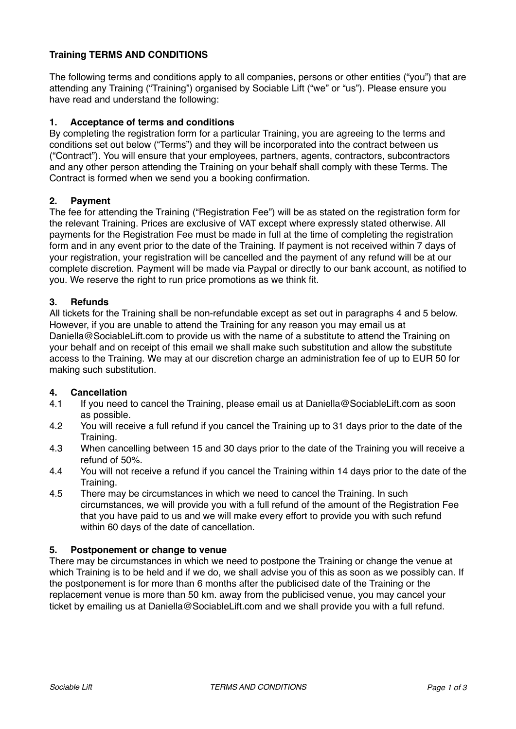**Training TERMS AND CONDITIONS**

The following terms and conditions apply to all companies, persons or other entities ("you") that are attending any Training ("Training") organised by Sociable Lift ("we" or "us"). Please ensure you have read and understand the following:

**1. Acceptance of terms and conditions**

By completing the registration form for a particular Training, you are agreeing to the terms and conditions set out below ("Terms") and they will be incorporated into the contract between us ("Contract"). You will ensure that your employees, partners, agents, contractors, subcontractors and any other person attending the Training on your behalf shall comply with these Terms. The Contract is formed when we send you a booking confirmation.

**2. Payment**

The fee for attending the Training ("Registration Fee") will be as stated on the registration form for the relevant Training. Prices are exclusive of VAT except where expressly stated otherwise. All payments for the Registration Fee must be made in full at the time of completing the registration form and in any event prior to the date of the Training. If payment is not received within 7 days of your registration, your registration will be cancelled and the payment of any refund will be at our complete discretion. Payment will be made via Paypal or directly to our bank account, as notified to you. We reserve the right to run price promotions as we think fit.

**3. Refunds**

All tickets for the Training shall be non-refundable except as set out in paragraphs 4 and 5 below. However, if you are unable to attend the Training for any reason you may email us at Daniella@SociableLift.com to provide us with the name of a substitute to attend the Training on your behalf and on receipt of this email we shall make such substitution and allow the substitute access to the Training. We may at our discretion charge an administration fee of up to EUR 50 for making such substitution.

**4. Cancellation**

4.1 If you need to cancel the Training, please email us at Daniella@SociableLift.com as soon as possible.

4.2 You will receive a full refund if you cancel the Training up to 31 days prior to the date of the Training.

4.3 When cancelling between 15 and 30 days prior to the date of the Training you will receive a refund of 50%.

4.4 You will not receive a refund if you cancel the Training within 14 days prior to the date of the Training.

4.5 There may be circumstances in which we need to cancel the Training. In such circumstances, we will provide you with a full refund of the amount of the Registration Fee that you have paid to us and we will make every effort to provide you with such refund within 60 days of the date of cancellation.

**5. Postponement or change to venue**

There may be circumstances in which we need to postpone the Training or change the venue at which Training is to be held and if we do, we shall advise you of this as soon as we possibly can. If the postponement is for more than 6 months after the publicised date of the Training or the replacement venue is more than 50 km. away from the publicised venue, you may cancel your ticket by emailing us at Daniella@SociableLift.com and we shall provide you with a full refund.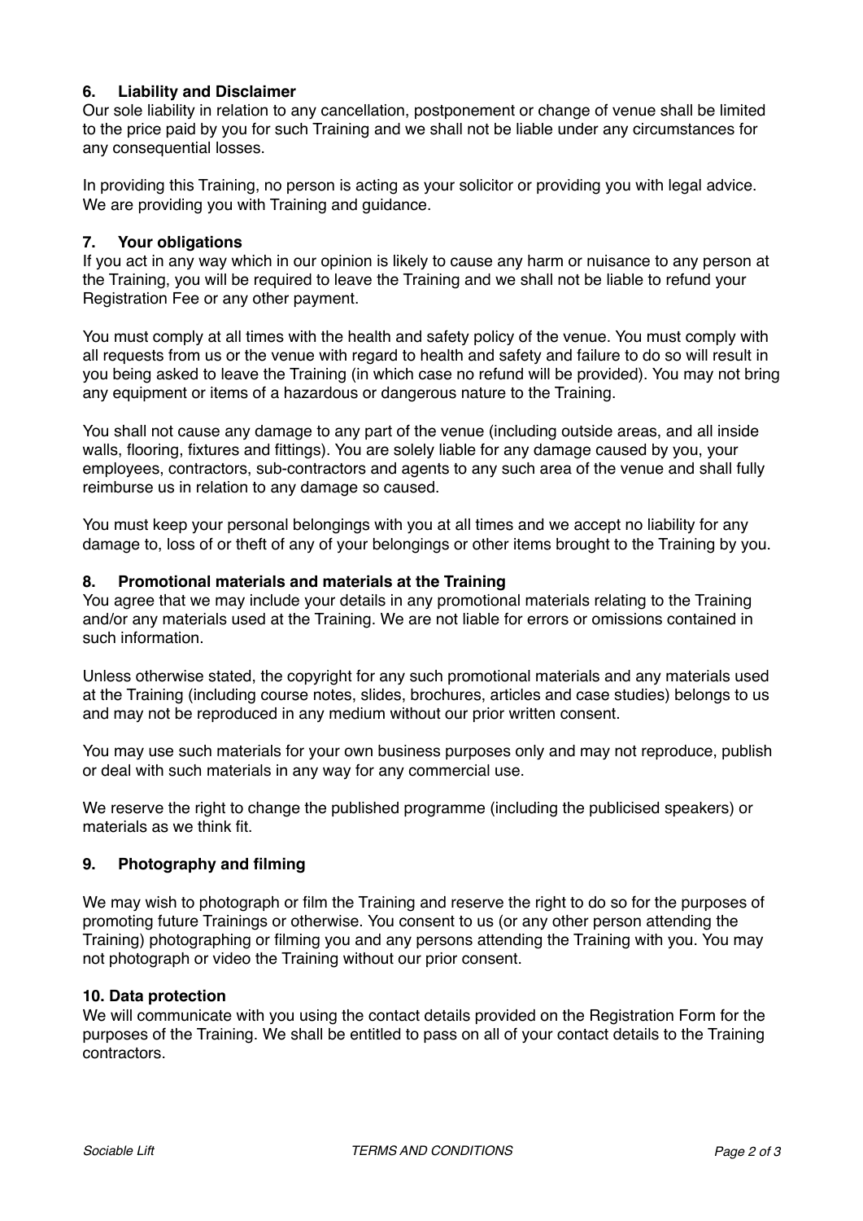## 6. Liability and Disclaimer

Our sole liability in relation to any cancellation, postponement or change of venue shall be limited to the price paid by you for such Training and we shall not be liable under any circumstances for any consequential losses.

In providing this Training, no person is acting as your solicitor or providing you with legal advice. We are providing you with Training and guidance.

## 7. Your obligations

If you act in any way which in our opinion is likely to cause any harm or nuisance to any person at the Training, you will be required to leave the Training and we shall not be liable to refund your Registration Fee or any other payment.

You must comply at all times with the health and safety policy of the venue. You must comply with all requests from us or the venue with regard to health and safety and failure to do so will result in you being asked to leave the Training (in which case no refund will be provided). You may not bring any equipment or items of a hazardous or dangerous nature to the Training.

You shall not cause any damage to any part of the venue (including outside areas, and all inside walls, flooring, fixtures and fittings). You are solely liable for any damage caused by you, your employees, contractors, sub-contractors and agents to any such area of the venue and shall fully reimburse us in relation to any damage so caused.

You must keep your personal belongings with you at all times and we accept no liability for any damage to, loss of or theft of any of your belongings or other items brought to the Training by you.

## 8. Promotional materials and materials at the Training

You agree that we may include your details in any promotional materials relating to the Training and/or any materials used at the Training. We are not liable for errors or omissions contained in such information.

Unless otherwise stated, the copyright for any such promotional materials and any materials used at the Training (including course notes, slides, brochures, articles and case studies) belongs to us and may not be reproduced in any medium without our prior written consent.

You may use such materials for your own business purposes only and may not reproduce, publish or deal with such materials in any way for any commercial use.

We reserve the right to change the published programme (including the publicised speakers) or materials as we think fit.

## 9. Photography and filming

We may wish to photograph or film the Training and reserve the right to do so for the purposes of promoting future Trainings or otherwise. You consent to us (or any other person attending the Training) photographing or filming you and any persons attending the Training with you. You may not photograph or video the Training without our prior consent.

## 10. Data protection

We will communicate with you using the contact details provided on the Registration Form for the purposes of the Training. We shall be entitled to pass on all of your contact details to the Training contractors.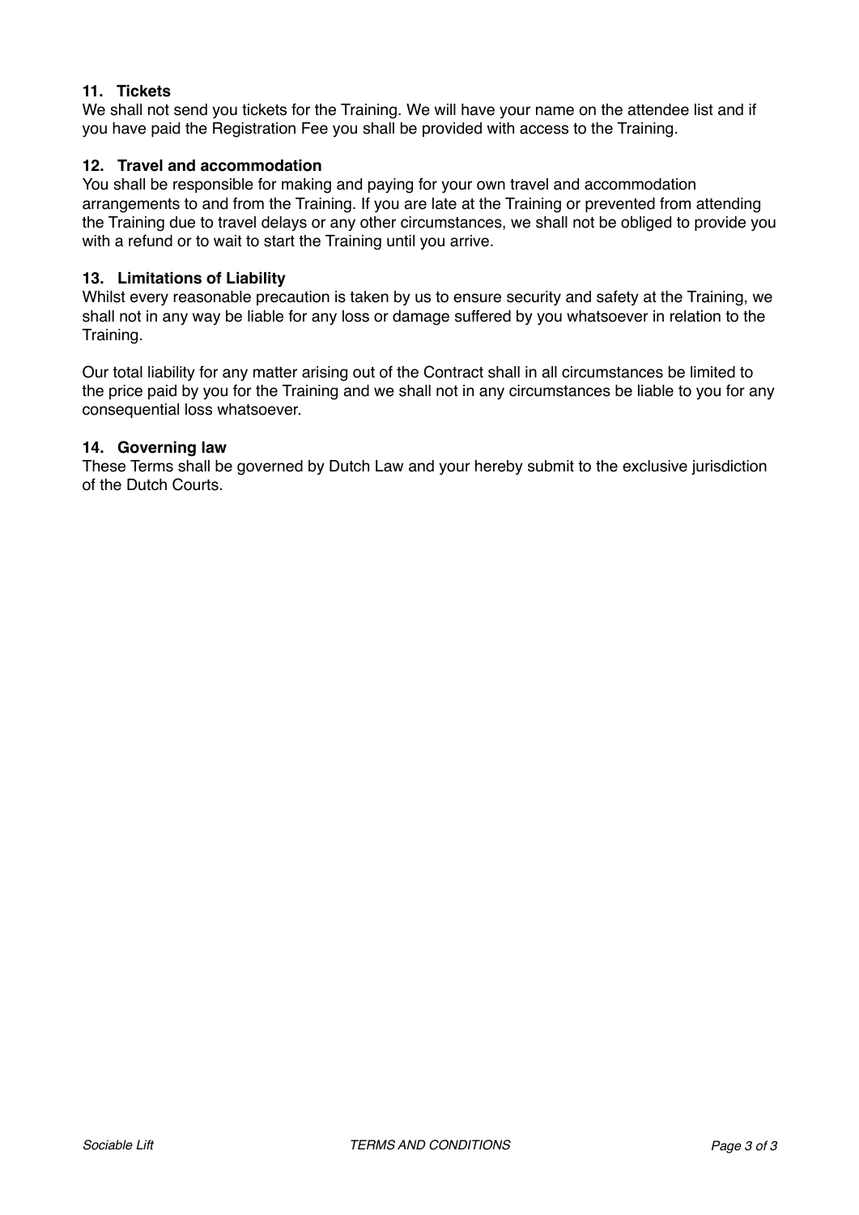### 11. Tickets

We shall not send you tickets for the Training. We will have your name on the attendee list and if you have paid the Registration Fee you shall be provided with access to the Training.

### 12. Travel and accommodation

You shall be responsible for making and paying for your own travel and accommodation arrangements to and from the Training. If you are late at the Training or prevented from attending the Training due to travel delays or any other circumstances, we shall not be obliged to provide you with a refund or to wait to start the Training until you arrive.

### 13. Limitations of Liability

Whilst every reasonable precaution is taken by us to ensure security and safety at the Training, we shall not in any way be liable for any loss or damage suffered by you whatsoever in relation to the Training.

Our total liability for any matter arising out of the Contract shall in all circumstances be limited to the price paid by you for the Training and we shall not in any circumstances be liable to you for any consequential loss whatsoever.

### 14. Governing law

These Terms shall be governed by Dutch Law and your hereby submit to the exclusive jurisdiction of the Dutch Courts.